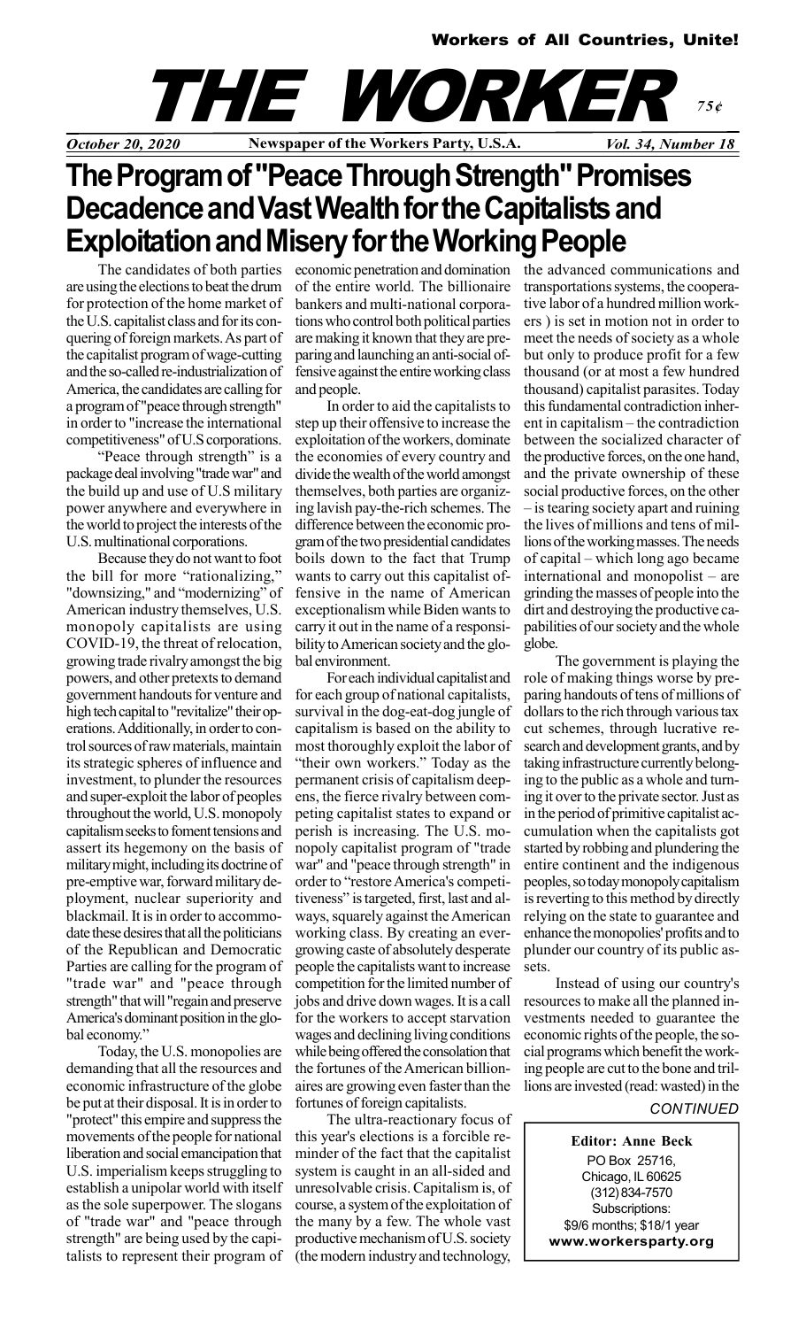**Workers of All Countries, Unite!**

# THE WORKER

*75¢*

*October 20, 2020* — **Newspaper of the Workers Party, U.S.A.** — *Vol. 34, Number 18*

# The Program of "Peace Through Strength" Promises Decadence and Vast Wealth for the Capitalists and Exploitation and Misery for the Working People

The candidates of both parties are using the elections to beat the drum for protection of the home market of the U.S. capitalist class and for its conquering of foreign markets. As part of the capitalist program of wage-cutting and the so-called re-industrialization of America, the candidates are calling for a program of "peace through strength" in order to "increase the international competitiveness" of U.S corporations.

"Peace through strength" is a package deal involving "trade war" and the build up and use of U.S military power anywhere and everywhere in the world to project the interests of the U.S. multinational corporations.

Because they do not want to foot the bill for more "rationalizing," "downsizing," and "modernizing" of American industry themselves, U.S. monopoly capitalists are using COVID-19, the threat of relocation, growing trade rivalry amongst the big powers, and other pretexts to demand government handouts for venture and high tech capital to "revitalize" their operations. Additionally, in order to control sources of raw materials, maintain its strategic spheres of influence and investment, to plunder the resources and super-exploit the labor of peoples throughout the world, U.S. monopoly capitalism seeks to foment tensions and assert its hegemony on the basis of military might, including its doctrine of pre-emptive war, forward military deployment, nuclear superiority and blackmail. It is in order to accommodate these desires that all the politicians of the Republican and Democratic Parties are calling for the program of "trade war" and "peace through strength" that will "regain and preserve America's dominant position in the global economy."

Today, the U.S. monopolies are demanding that all the resources and economic infrastructure of the globe be put at their disposal. It is in order to "protect" this empire and suppress the movements of the people for national liberation and social emancipation that U.S. imperialism keeps struggling to establish a unipolar world with itself as the sole superpower. The slogans of "trade war" and "peace through strength" are being used by the capitalists to represent their program of economic penetration and domination of the entire world. The billionaire bankers and multi-national corporations who control both political parties are making it known that they are preparing and launching an anti-social offensive against the entire working class and people.

In order to aid the capitalists to step up their offensive to increase the exploitation of the workers, dominate the economies of every country and divide the wealth of the world amongst themselves, both parties are organizing lavish pay-the-rich schemes. The difference between the economic program of the two presidential candidates boils down to the fact that Trump wants to carry out this capitalist offensive in the name of American exceptionalism while Biden wants to carry it out in the name of a responsibility to American society and the global environment.

For each individual capitalist and for each group of national capitalists, survival in the dog-eat-dog jungle of capitalism is based on the ability to most thoroughly exploit the labor of "their own workers." Today as the permanent crisis of capitalism deepens, the fierce rivalry between competing capitalist states to expand or perish is increasing. The U.S. monopoly capitalist program of "trade war" and "peace through strength" in order to "restore America's competitiveness" is targeted, first, last and always, squarely against the American working class. By creating an ever-growing caste of absolutely desperate people the capitalists want to increase competition for the limited number of jobs and drive down wages. It is a call for the workers to accept starvation wages and declining living conditions while being offered the consolation that the fortunes of the American billionaires are growing even faster than the fortunes of foreign capitalists.

The ultra-reactionary focus of this year's elections is a forcible reminder of the fact that the capitalist system is caught in an all-sided and unresolvable crisis. Capitalism is, of course, a system of the exploitation of the many by a few. The whole vast productive mechanism of U.S. society (the modern industry and technology, the advanced communications and transportations systems, the cooperative labor of a hundred million workers ) is set in motion not in order to meet the needs of society as a whole but only to produce profit for a few thousand (or at most a few hundred thousand) capitalist parasites. Today this fundamental contradiction inherent in capitalism – the contradiction between the socialized character of the productive forces, on the one hand, and the private ownership of these social productive forces, on the other – is tearing society apart and ruining the lives of millions and tens of millions of the working masses. The needs of capital – which long ago became international and monopolist – are grinding the masses of people into the dirt and destroying the productive capabilities of our society and the whole globe.

The government is playing the role of making things worse by preparing handouts of tens of millions of dollars to the rich through various tax cut schemes, through lucrative research and development grants, and by taking infrastructure currently belonging to the public as a whole and turning it over to the private sector. Just as in the period of primitive capitalist accumulation when the capitalists got started by robbing and plundering the entire continent and the indigenous peoples, so today monopoly capitalism is reverting to this method by directly relying on the state to guarantee and enhance the monopolies' profits and to plunder our country of its public assets.

Instead of using our country's resources to make all the planned investments needed to guarantee the economic rights of the people, the social programs which benefit the working people are cut to the bone and trillions are invested (read: wasted) in the

*CONTINUED*

**Editor: Anne Beck**
PO Box 25716,
Chicago, IL 60625
(312) 834-7570
Subscriptions:
$9/6 months; $18/1 year
**www.workersparty.org**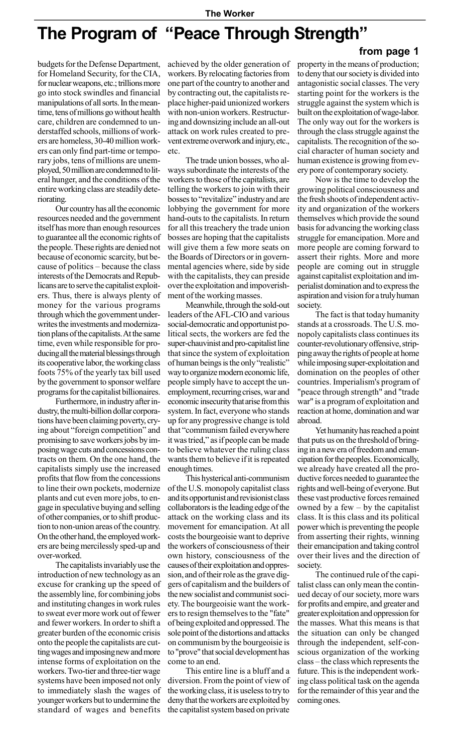# The Program of "Peace Through Strength"

**from page 1**

budgets for the Defense Department, for Homeland Security, for the CIA, for nuclear weapons, etc.; trillions more go into stock swindles and financial manipulations of all sorts. In the meantime, tens of millions go without health care, children are condemned to understaffed schools, millions of workers are homeless, 30-40 million workers can only find part-time or temporary jobs, tens of millions are unemployed, 50 million are condemned to literal hunger, and the conditions of the entire working class are steadily deteriorating.

Our country has all the economic resources needed and the government itself has more than enough resources to guarantee all the economic rights of the people. These rights are denied not because of economic scarcity, but because of politics – because the class interests of the Democrats and Republicans are to serve the capitalist exploiters. Thus, there is always plenty of money for the various programs through which the government underwrites the investments and modernization plans of the capitalists. At the same time, even while responsible for producing all the material blessings through its cooperative labor, the working class foots 75% of the yearly tax bill used by the government to sponsor welfare programs for the capitalist billionaires.

Furthermore, in industry after industry, the multi-billion dollar corporations have been claiming poverty, crying about "foreign competition" and promising to save workers jobs by imposing wage cuts and concessions contracts on them. On the one hand, the capitalists simply use the increased profits that flow from the concessions to line their own pockets, modernize plants and cut even more jobs, to engage in speculative buying and selling of other companies, or to shift production to non-union areas of the country. On the other hand, the employed workers are being mercilessly sped-up and over-worked.

The capitalists invariably use the introduction of new technology as an excuse for cranking up the speed of the assembly line, for combining jobs and instituting changes in work rules to sweat ever more work out of fewer and fewer workers. In order to shift a greater burden of the economic crisis onto the people the capitalists are cutting wages and imposing new and more intense forms of exploitation on the workers. Two-tier and three-tier wage systems have been imposed not only to immediately slash the wages of younger workers but to undermine the standard of wages and benefits achieved by the older generation of workers. By relocating factories from one part of the country to another and by contracting out, the capitalists replace higher-paid unionized workers with non-union workers. Restructuring and downsizing include an all-out attack on work rules created to prevent extreme overwork and injury, etc., etc.

The trade union bosses, who always subordinate the interests of the workers to those of the capitalists, are telling the workers to join with their bosses to "revitalize" industry and are lobbying the government for more hand-outs to the capitalists. In return for all this treachery the trade union bosses are hoping that the capitalists will give them a few more seats on the Boards of Directors or in governmental agencies where, side by side with the capitalists, they can preside over the exploitation and impoverishment of the working masses.

Meanwhile, through the sold-out leaders of the AFL-CIO and various social-democratic and opportunist political sects, the workers are fed the super-chauvinist and pro-capitalist line that since the system of exploitation of human beings is the only "realistic" way to organize modern economic life, people simply have to accept the unemployment, recurring crises, war and economic insecurity that arise from this system. In fact, everyone who stands up for any progressive change is told that "communism failed everywhere it was tried," as if people can be made to believe whatever the ruling class wants them to believe if it is repeated enough times.

This hysterical anti-communism of the U.S. monopoly capitalist class and its opportunist and revisionist class collaborators is the leading edge of the attack on the working class and its movement for emancipation. At all costs the bourgeoisie want to deprive the workers of consciousness of their own history, consciousness of the causes of their exploitation and oppression, and of their role as the grave diggers of capitalism and the builders of the new socialist and communist society. The bourgeoisie want the workers to resign themselves to the "fate" of being exploited and oppressed. The sole point of the distortions and attacks on communism by the bourgeoisie is to "prove" that social development has come to an end.

This entire line is a bluff and a diversion. From the point of view of the working class, it is useless to try to deny that the workers are exploited by the capitalist system based on private property in the means of production; to deny that our society is divided into antagonistic social classes. The very starting point for the workers is the struggle against the system which is built on the exploitation of wage-labor. The only way out for the workers is through the class struggle against the capitalists. The recognition of the social character of human society and human existence is growing from every pore of contemporary society.

Now is the time to develop the growing political consciousness and the fresh shoots of independent activity and organization of the workers themselves which provide the sound basis for advancing the working class struggle for emancipation. More and more people are coming forward to assert their rights. More and more people are coming out in struggle against capitalist exploitation and imperialist domination and to express the aspiration and vision for a truly human society.

The fact is that today humanity stands at a crossroads. The U.S. monopoly capitalists class continues its counter-revolutionary offensive, stripping away the rights of people at home while imposing super-exploitation and domination on the peoples of other countries. Imperialism's program of "peace through strength" and "trade war" is a program of exploitation and reaction at home, domination and war abroad.

Yet humanity has reached a point that puts us on the threshold of bringing in a new era of freedom and emancipation for the peoples. Economically, we already have created all the productive forces needed to guarantee the rights and well-being of everyone. But these vast productive forces remained owned by a few – by the capitalist class. It is this class and its political power which is preventing the people from asserting their rights, winning their emancipation and taking control over their lives and the direction of society.

The continued rule of the capitalist class can only mean the continued decay of our society, more wars for profits and empire, and greater and greater exploitation and oppression for the masses. What this means is that the situation can only be changed through the independent, self-conscious organization of the working class – the class which represents the future. This is the independent working class political task on the agenda for the remainder of this year and the coming ones.